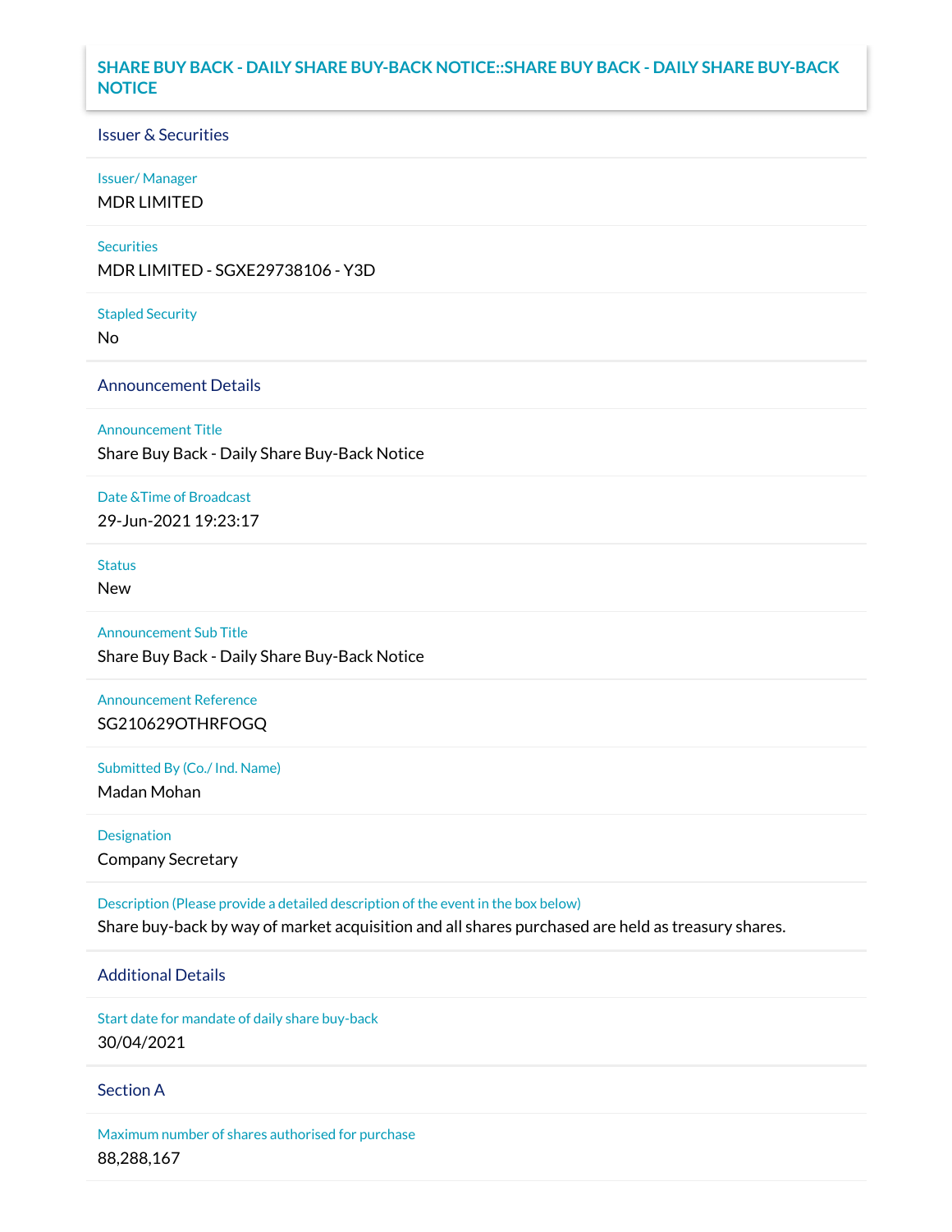# SHARE BUY BACK - DAILY SHARE BUY-BACK NOTICE::SHARE BUY BACK - DAILY SHARE BUY-BACK NOTICE

## Issuer & Securities

**Issuer/ Manager**

MDR LIMITED

**Securities**

MDR LIMITED - SGXE29738106 - Y3D

**Stapled Security**

No

## Announcement Details

**Announcement Title**

Share Buy Back - Daily Share Buy-Back Notice

**Date &Time of Broadcast**

29-Jun-2021 19:23:17

**Status**

New

**Announcement Sub Title**

Share Buy Back - Daily Share Buy-Back Notice

**Announcement Reference**

SG210629OTHRFOGQ

**Submitted By (Co./ Ind. Name)**

Madan Mohan

**Designation**

Company Secretary

**Description (Please provide a detailed description of the event in the box below)**

Share buy-back by way of market acquisition and all shares purchased are held as treasury shares.

## Additional Details

**Start date for mandate of daily share buy-back**

30/04/2021

## Section A

**Maximum number of shares authorised for purchase**

88,288,167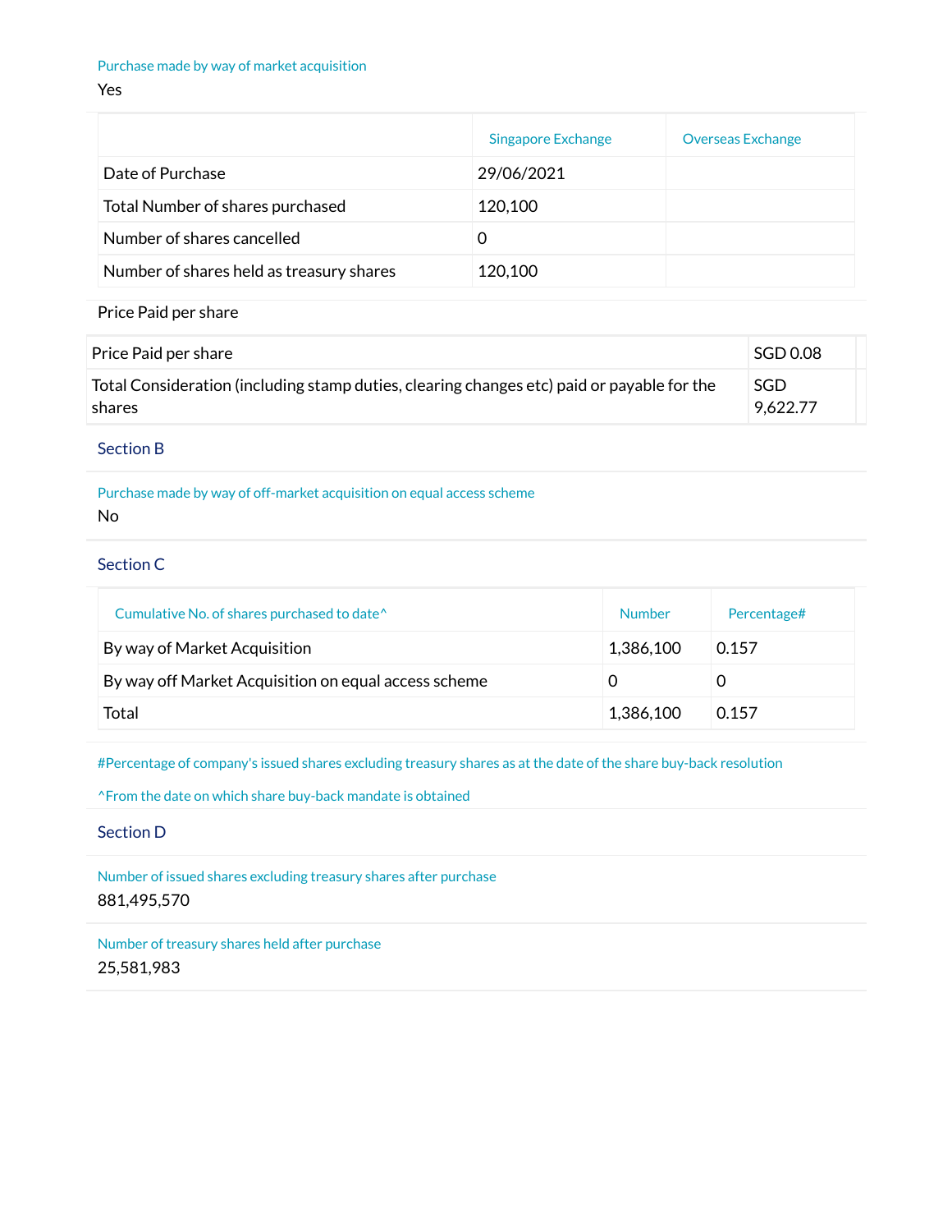Purchase made by way of market acquisition

Yes

| | Singapore Exchange | Overseas Exchange |
|---|---|---|
| Date of Purchase | 29/06/2021 | |
| Total Number of shares purchased | 120,100 | |
| Number of shares cancelled | 0 | |
| Number of shares held as treasury shares | 120,100 | |

Price Paid per share

| | |
|---|---|
| Price Paid per share | SGD 0.08 |
| Total Consideration (including stamp duties, clearing changes etc) paid or payable for the shares | SGD 9,622.77 |

## Section B

Purchase made by way of off-market acquisition on equal access scheme

No

## Section C

| Cumulative No. of shares purchased to date^ | Number | Percentage# |
|---|---|---|
| By way of Market Acquisition | 1,386,100 | 0.157 |
| By way off Market Acquisition on equal access scheme | 0 | 0 |
| Total | 1,386,100 | 0.157 |

#Percentage of company's issued shares excluding treasury shares as at the date of the share buy-back resolution

^From the date on which share buy-back mandate is obtained

## Section D

Number of issued shares excluding treasury shares after purchase

881,495,570

Number of treasury shares held after purchase

25,581,983